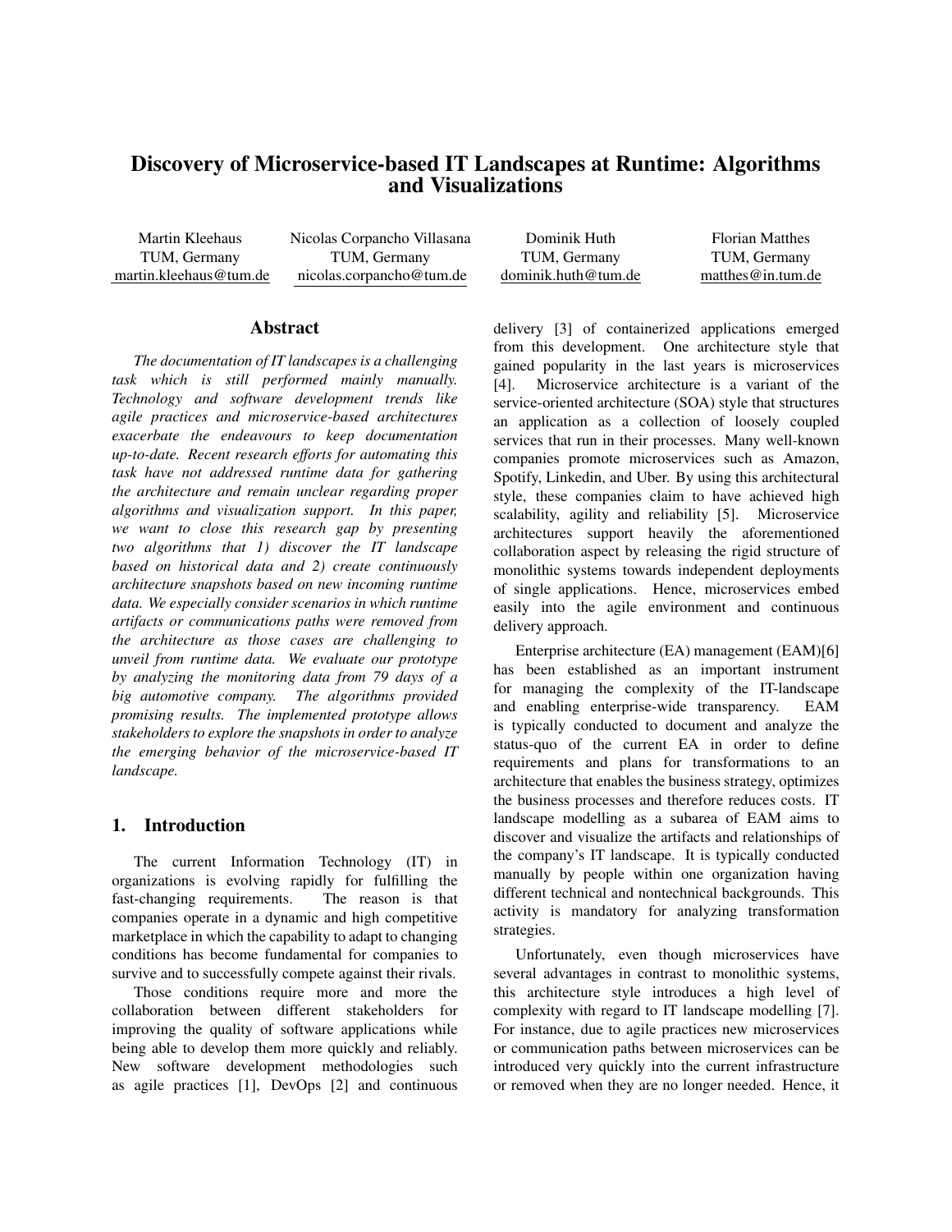# Discovery of Microservice-based IT Landscapes at Runtime: Algorithms and Visualizations

Martin Kleehaus
TUM, Germany
martin.kleehaus@tum.de

Nicolas Corpancho Villasana
TUM, Germany
nicolas.corpancho@tum.de

Dominik Huth
TUM, Germany
dominik.huth@tum.de

Florian Matthes
TUM, Germany
matthes@in.tum.de

## Abstract

*The documentation of IT landscapes is a challenging task which is still performed mainly manually. Technology and software development trends like agile practices and microservice-based architectures exacerbate the endeavours to keep documentation up-to-date. Recent research efforts for automating this task have not addressed runtime data for gathering the architecture and remain unclear regarding proper algorithms and visualization support. In this paper, we want to close this research gap by presenting two algorithms that 1) discover the IT landscape based on historical data and 2) create continuously architecture snapshots based on new incoming runtime data. We especially consider scenarios in which runtime artifacts or communications paths were removed from the architecture as those cases are challenging to unveil from runtime data. We evaluate our prototype by analyzing the monitoring data from 79 days of a big automotive company. The algorithms provided promising results. The implemented prototype allows stakeholders to explore the snapshots in order to analyze the emerging behavior of the microservice-based IT landscape.*

## 1. Introduction

The current Information Technology (IT) in organizations is evolving rapidly for fulfilling the fast-changing requirements. The reason is that companies operate in a dynamic and high competitive marketplace in which the capability to adapt to changing conditions has become fundamental for companies to survive and to successfully compete against their rivals.

Those conditions require more and more the collaboration between different stakeholders for improving the quality of software applications while being able to develop them more quickly and reliably. New software development methodologies such as agile practices [1], DevOps [2] and continuous delivery [3] of containerized applications emerged from this development. One architecture style that gained popularity in the last years is microservices [4]. Microservice architecture is a variant of the service-oriented architecture (SOA) style that structures an application as a collection of loosely coupled services that run in their processes. Many well-known companies promote microservices such as Amazon, Spotify, Linkedin, and Uber. By using this architectural style, these companies claim to have achieved high scalability, agility and reliability [5]. Microservice architectures support heavily the aforementioned collaboration aspect by releasing the rigid structure of monolithic systems towards independent deployments of single applications. Hence, microservices embed easily into the agile environment and continuous delivery approach.

Enterprise architecture (EA) management (EAM)[6] has been established as an important instrument for managing the complexity of the IT-landscape and enabling enterprise-wide transparency. EAM is typically conducted to document and analyze the status-quo of the current EA in order to define requirements and plans for transformations to an architecture that enables the business strategy, optimizes the business processes and therefore reduces costs. IT landscape modelling as a subarea of EAM aims to discover and visualize the artifacts and relationships of the company's IT landscape. It is typically conducted manually by people within one organization having different technical and nontechnical backgrounds. This activity is mandatory for analyzing transformation strategies.

Unfortunately, even though microservices have several advantages in contrast to monolithic systems, this architecture style introduces a high level of complexity with regard to IT landscape modelling [7]. For instance, due to agile practices new microservices or communication paths between microservices can be introduced very quickly into the current infrastructure or removed when they are no longer needed. Hence, it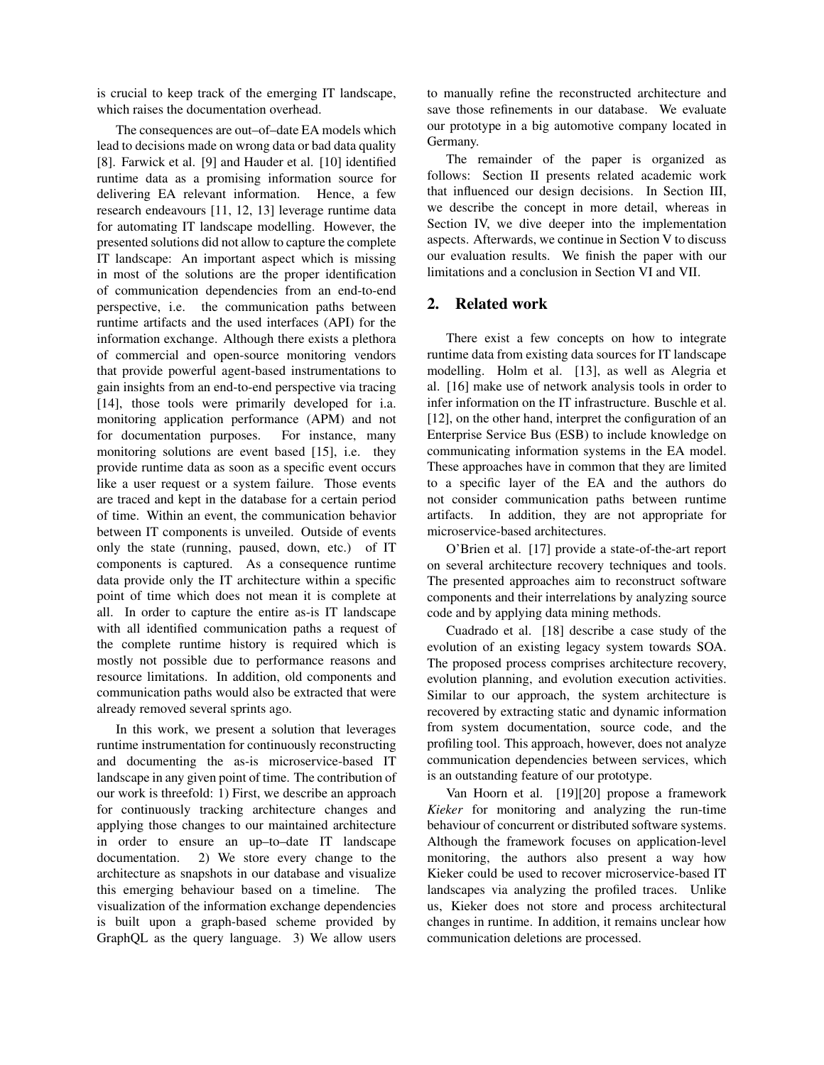is crucial to keep track of the emerging IT landscape, which raises the documentation overhead.

The consequences are out–of–date EA models which lead to decisions made on wrong data or bad data quality [8]. Farwick et al. [9] and Hauder et al. [10] identified runtime data as a promising information source for delivering EA relevant information. Hence, a few research endeavours [11, 12, 13] leverage runtime data for automating IT landscape modelling. However, the presented solutions did not allow to capture the complete IT landscape: An important aspect which is missing in most of the solutions are the proper identification of communication dependencies from an end-to-end perspective, i.e. the communication paths between runtime artifacts and the used interfaces (API) for the information exchange. Although there exists a plethora of commercial and open-source monitoring vendors that provide powerful agent-based instrumentations to gain insights from an end-to-end perspective via tracing [14], those tools were primarily developed for i.a. monitoring application performance (APM) and not for documentation purposes. For instance, many monitoring solutions are event based [15], i.e. they provide runtime data as soon as a specific event occurs like a user request or a system failure. Those events are traced and kept in the database for a certain period of time. Within an event, the communication behavior between IT components is unveiled. Outside of events only the state (running, paused, down, etc.) of IT components is captured. As a consequence runtime data provide only the IT architecture within a specific point of time which does not mean it is complete at all. In order to capture the entire as-is IT landscape with all identified communication paths a request of the complete runtime history is required which is mostly not possible due to performance reasons and resource limitations. In addition, old components and communication paths would also be extracted that were already removed several sprints ago.

In this work, we present a solution that leverages runtime instrumentation for continuously reconstructing and documenting the as-is microservice-based IT landscape in any given point of time. The contribution of our work is threefold: 1) First, we describe an approach for continuously tracking architecture changes and applying those changes to our maintained architecture in order to ensure an up–to–date IT landscape documentation. 2) We store every change to the architecture as snapshots in our database and visualize this emerging behaviour based on a timeline. The visualization of the information exchange dependencies is built upon a graph-based scheme provided by GraphQL as the query language. 3) We allow users to manually refine the reconstructed architecture and save those refinements in our database. We evaluate our prototype in a big automotive company located in Germany.

The remainder of the paper is organized as follows: Section II presents related academic work that influenced our design decisions. In Section III, we describe the concept in more detail, whereas in Section IV, we dive deeper into the implementation aspects. Afterwards, we continue in Section V to discuss our evaluation results. We finish the paper with our limitations and a conclusion in Section VI and VII.

## 2. Related work

There exist a few concepts on how to integrate runtime data from existing data sources for IT landscape modelling. Holm et al. [13], as well as Alegria et al. [16] make use of network analysis tools in order to infer information on the IT infrastructure. Buschle et al. [12], on the other hand, interpret the configuration of an Enterprise Service Bus (ESB) to include knowledge on communicating information systems in the EA model. These approaches have in common that they are limited to a specific layer of the EA and the authors do not consider communication paths between runtime artifacts. In addition, they are not appropriate for microservice-based architectures.

O'Brien et al. [17] provide a state-of-the-art report on several architecture recovery techniques and tools. The presented approaches aim to reconstruct software components and their interrelations by analyzing source code and by applying data mining methods.

Cuadrado et al. [18] describe a case study of the evolution of an existing legacy system towards SOA. The proposed process comprises architecture recovery, evolution planning, and evolution execution activities. Similar to our approach, the system architecture is recovered by extracting static and dynamic information from system documentation, source code, and the profiling tool. This approach, however, does not analyze communication dependencies between services, which is an outstanding feature of our prototype.

Van Hoorn et al. [19][20] propose a framework *Kieker* for monitoring and analyzing the run-time behaviour of concurrent or distributed software systems. Although the framework focuses on application-level monitoring, the authors also present a way how Kieker could be used to recover microservice-based IT landscapes via analyzing the profiled traces. Unlike us, Kieker does not store and process architectural changes in runtime. In addition, it remains unclear how communication deletions are processed.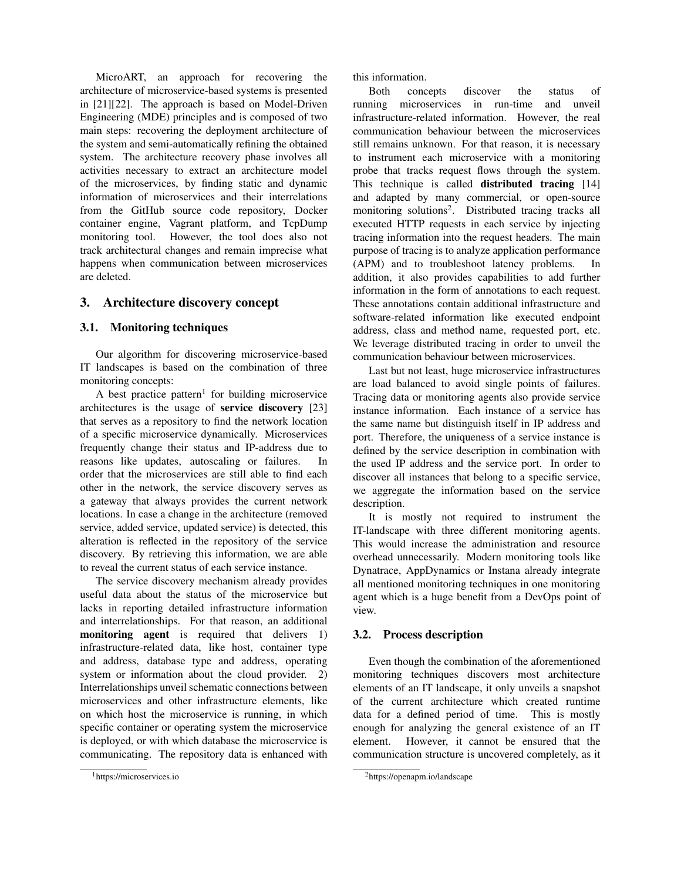MicroART, an approach for recovering the architecture of microservice-based systems is presented in [21][22]. The approach is based on Model-Driven Engineering (MDE) principles and is composed of two main steps: recovering the deployment architecture of the system and semi-automatically refining the obtained system. The architecture recovery phase involves all activities necessary to extract an architecture model of the microservices, by finding static and dynamic information of microservices and their interrelations from the GitHub source code repository, Docker container engine, Vagrant platform, and TcpDump monitoring tool. However, the tool does also not track architectural changes and remain imprecise what happens when communication between microservices are deleted.

## 3. Architecture discovery concept

### 3.1. Monitoring techniques

Our algorithm for discovering microservice-based IT landscapes is based on the combination of three monitoring concepts:

A best practice pattern[1] for building microservice architectures is the usage of **service discovery** [23] that serves as a repository to find the network location of a specific microservice dynamically. Microservices frequently change their status and IP-address due to reasons like updates, autoscaling or failures. In order that the microservices are still able to find each other in the network, the service discovery serves as a gateway that always provides the current network locations. In case a change in the architecture (removed service, added service, updated service) is detected, this alteration is reflected in the repository of the service discovery. By retrieving this information, we are able to reveal the current status of each service instance.

The service discovery mechanism already provides useful data about the status of the microservice but lacks in reporting detailed infrastructure information and interrelationships. For that reason, an additional **monitoring agent** is required that delivers 1) infrastructure-related data, like host, container type and address, database type and address, operating system or information about the cloud provider. 2) Interrelationships unveil schematic connections between microservices and other infrastructure elements, like on which host the microservice is running, in which specific container or operating system the microservice is deployed, or with which database the microservice is communicating. The repository data is enhanced with this information.

Both concepts discover the status of running microservices in run-time and unveil infrastructure-related information. However, the real communication behaviour between the microservices still remains unknown. For that reason, it is necessary to instrument each microservice with a monitoring probe that tracks request flows through the system. This technique is called **distributed tracing** [14] and adapted by many commercial, or open-source monitoring solutions[2]. Distributed tracing tracks all executed HTTP requests in each service by injecting tracing information into the request headers. The main purpose of tracing is to analyze application performance (APM) and to troubleshoot latency problems. In addition, it also provides capabilities to add further information in the form of annotations to each request. These annotations contain additional infrastructure and software-related information like executed endpoint address, class and method name, requested port, etc. We leverage distributed tracing in order to unveil the communication behaviour between microservices.

Last but not least, huge microservice infrastructures are load balanced to avoid single points of failures. Tracing data or monitoring agents also provide service instance information. Each instance of a service has the same name but distinguish itself in IP address and port. Therefore, the uniqueness of a service instance is defined by the service description in combination with the used IP address and the service port. In order to discover all instances that belong to a specific service, we aggregate the information based on the service description.

It is mostly not required to instrument the IT-landscape with three different monitoring agents. This would increase the administration and resource overhead unnecessarily. Modern monitoring tools like Dynatrace, AppDynamics or Instana already integrate all mentioned monitoring techniques in one monitoring agent which is a huge benefit from a DevOps point of view.

### 3.2. Process description

Even though the combination of the aforementioned monitoring techniques discovers most architecture elements of an IT landscape, it only unveils a snapshot of the current architecture which created runtime data for a defined period of time. This is mostly enough for analyzing the general existence of an IT element. However, it cannot be ensured that the communication structure is uncovered completely, as it

[1] https://microservices.io

[2] https://openapm.io/landscape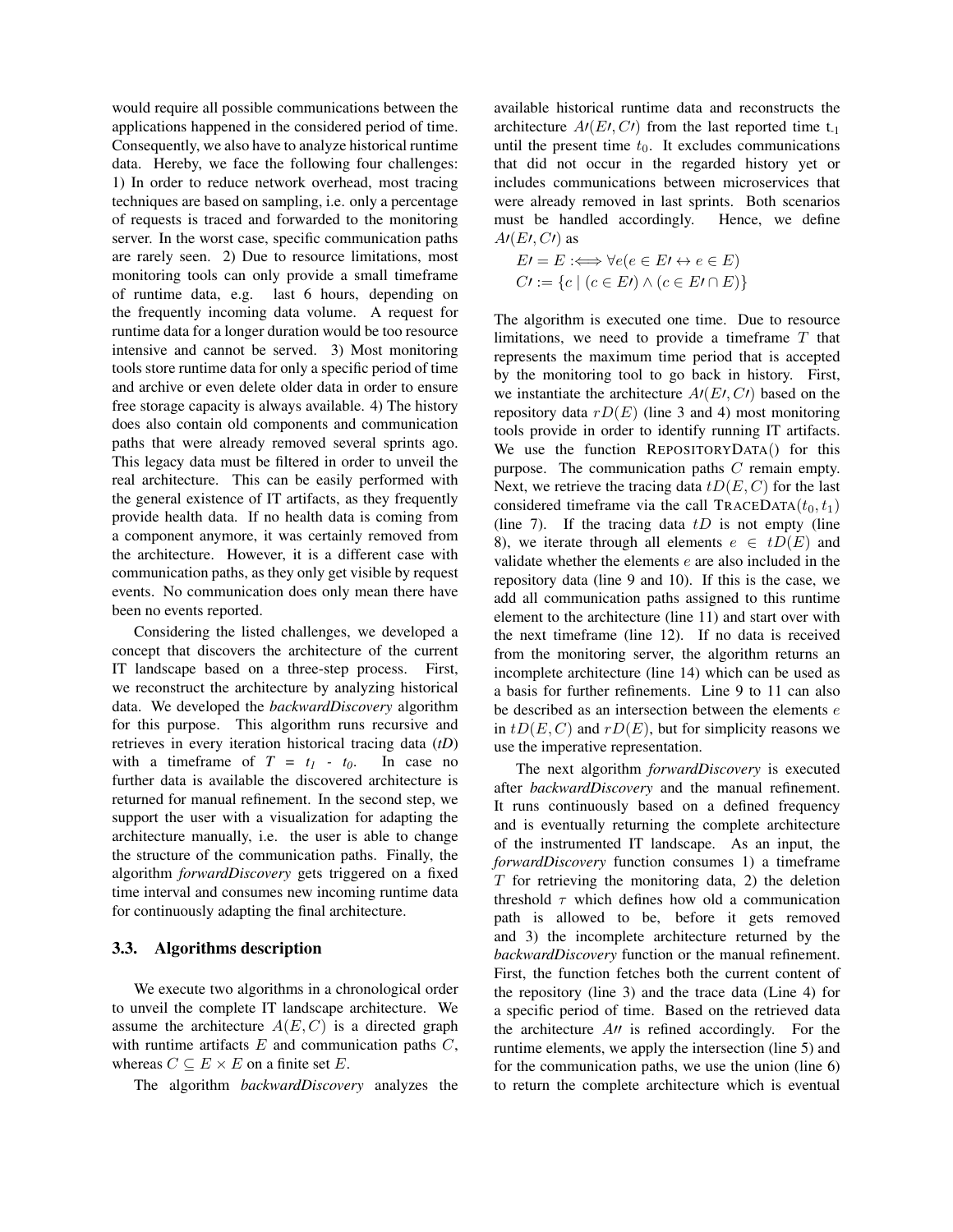would require all possible communications between the applications happened in the considered period of time. Consequently, we also have to analyze historical runtime data. Hereby, we face the following four challenges: 1) In order to reduce network overhead, most tracing techniques are based on sampling, i.e. only a percentage of requests is traced and forwarded to the monitoring server. In the worst case, specific communication paths are rarely seen. 2) Due to resource limitations, most monitoring tools can only provide a small timeframe of runtime data, e.g. last 6 hours, depending on the frequently incoming data volume. A request for runtime data for a longer duration would be too resource intensive and cannot be served. 3) Most monitoring tools store runtime data for only a specific period of time and archive or even delete older data in order to ensure free storage capacity is always available. 4) The history does also contain old components and communication paths that were already removed several sprints ago. This legacy data must be filtered in order to unveil the real architecture. This can be easily performed with the general existence of IT artifacts, as they frequently provide health data. If no health data is coming from a component anymore, it was certainly removed from the architecture. However, it is a different case with communication paths, as they only get visible by request events. No communication does only mean there have been no events reported.

Considering the listed challenges, we developed a concept that discovers the architecture of the current IT landscape based on a three-step process. First, we reconstruct the architecture by analyzing historical data. We developed the *backwardDiscovery* algorithm for this purpose. This algorithm runs recursive and retrieves in every iteration historical tracing data (*tD*) with a timeframe of $T = t_1 - t_0$. In case no further data is available the discovered architecture is returned for manual refinement. In the second step, we support the user with a visualization for adapting the architecture manually, i.e. the user is able to change the structure of the communication paths. Finally, the algorithm *forwardDiscovery* gets triggered on a fixed time interval and consumes new incoming runtime data for continuously adapting the final architecture.

### 3.3. Algorithms description

We execute two algorithms in a chronological order to unveil the complete IT landscape architecture. We assume the architecture $A(E, C)$ is a directed graph with runtime artifacts $E$ and communication paths $C$, whereas $C \subseteq E \times E$ on a finite set $E$.

The algorithm *backwardDiscovery* analyzes the available historical runtime data and reconstructs the architecture $A\prime(E\prime, C\prime)$ from the last reported time $t_{-1}$ until the present time $t_0$. It excludes communications that did not occur in the regarded history yet or includes communications between microservices that were already removed in last sprints. Both scenarios must be handled accordingly. Hence, we define $A\prime(E\prime, C\prime)$ as

$$E\prime = E :\Longleftrightarrow \forall e(e \in E\prime \leftrightarrow e \in E)$$
$$C\prime := \{c \mid (c \in E\prime) \wedge (c \in E\prime \cap E)\}$$

The algorithm is executed one time. Due to resource limitations, we need to provide a timeframe $T$ that represents the maximum time period that is accepted by the monitoring tool to go back in history. First, we instantiate the architecture $A\prime(E\prime, C\prime)$ based on the repository data $rD(E)$ (line 3 and 4) most monitoring tools provide in order to identify running IT artifacts. We use the function REPOSITORYDATA() for this purpose. The communication paths $C$ remain empty. Next, we retrieve the tracing data $tD(E, C)$ for the last considered timeframe via the call TRACEDATA$(t_0, t_1)$ (line 7). If the tracing data $tD$ is not empty (line 8), we iterate through all elements $e \in tD(E)$ and validate whether the elements $e$ are also included in the repository data (line 9 and 10). If this is the case, we add all communication paths assigned to this runtime element to the architecture (line 11) and start over with the next timeframe (line 12). If no data is received from the monitoring server, the algorithm returns an incomplete architecture (line 14) which can be used as a basis for further refinements. Line 9 to 11 can also be described as an intersection between the elements $e$ in $tD(E, C)$ and $rD(E)$, but for simplicity reasons we use the imperative representation.

The next algorithm *forwardDiscovery* is executed after *backwardDiscovery* and the manual refinement. It runs continuously based on a defined frequency and is eventually returning the complete architecture of the instrumented IT landscape. As an input, the *forwardDiscovery* function consumes 1) a timeframe $T$ for retrieving the monitoring data, 2) the deletion threshold $\tau$ which defines how old a communication path is allowed to be, before it gets removed and 3) the incomplete architecture returned by the *backwardDiscovery* function or the manual refinement. First, the function fetches both the current content of the repository (line 3) and the trace data (Line 4) for a specific period of time. Based on the retrieved data the architecture $A\prime\prime$ is refined accordingly. For the runtime elements, we apply the intersection (line 5) and for the communication paths, we use the union (line 6) to return the complete architecture which is eventual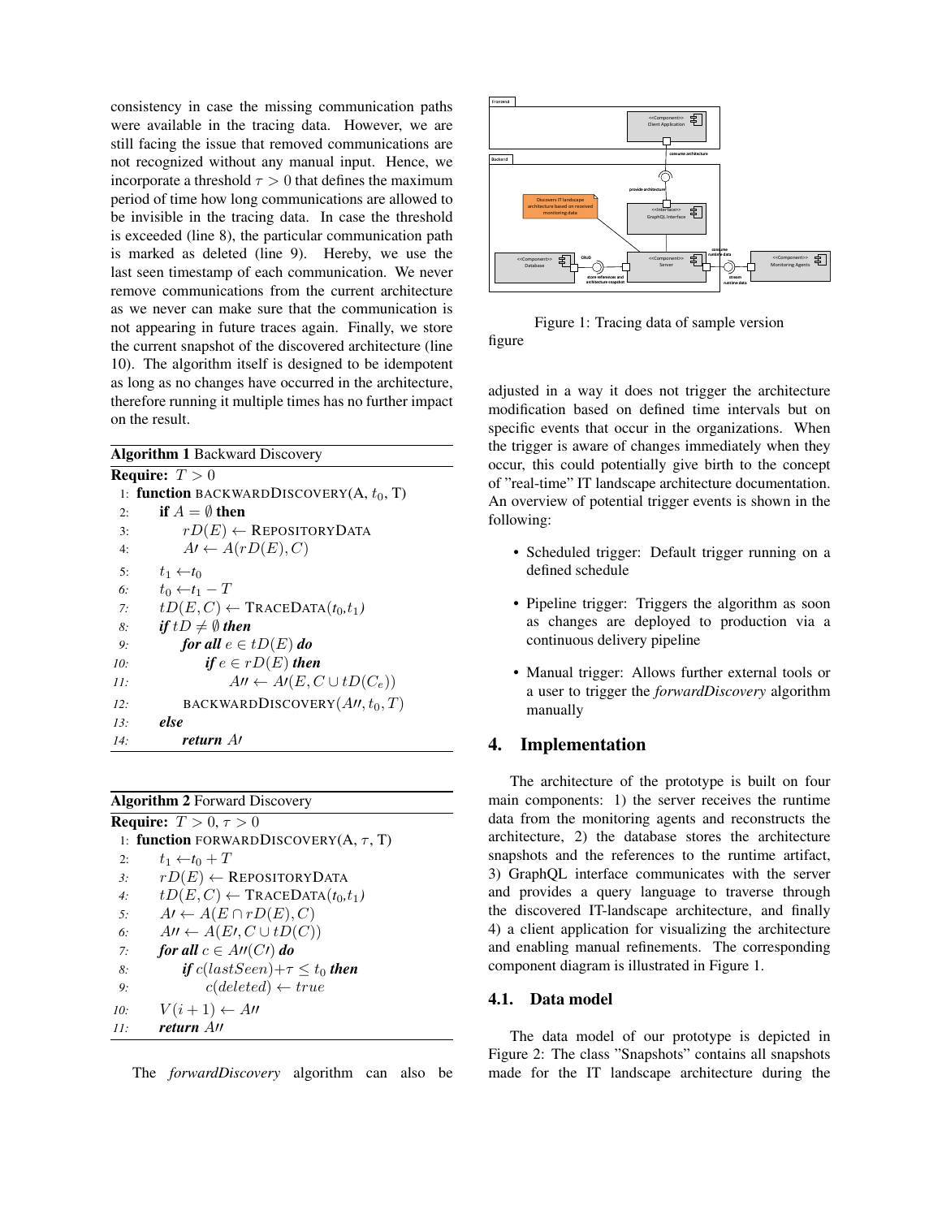consistency in case the missing communication paths were available in the tracing data. However, we are still facing the issue that removed communications are not recognized without any manual input. Hence, we incorporate a threshold $\tau > 0$ that defines the maximum period of time how long communications are allowed to be invisible in the tracing data. In case the threshold is exceeded (line 8), the particular communication path is marked as deleted (line 9). Hereby, we use the last seen timestamp of each communication. We never remove communications from the current architecture as we never can make sure that the communication is not appearing in future traces again. Finally, we store the current snapshot of the discovered architecture (line 10). The algorithm itself is designed to be idempotent as long as no changes have occurred in the architecture, therefore running it multiple times has no further impact on the result.

**Algorithm 1** Backward Discovery

```
Require: T > 0
 1: function BACKWARDDISCOVERY(A, t0, T)
 2:     if A = ∅ then
 3:         rD(E) ← REPOSITORYDATA
 4:         A′ ← A(rD(E), C)
 5:     t1 ← t0
 6:     t0 ← t1 − T
 7:     tD(E, C) ← TRACEDATA(t0, t1)
 8:     if tD ≠ ∅ then
 9:         for all e ∈ tD(E) do
10:             if e ∈ rD(E) then
11:                 A″ ← A′(E, C ∪ tD(Ce))
12:         BACKWARDDISCOVERY(A″, t0, T)
13:     else
14:         return A′
```

**Algorithm 2** Forward Discovery

```
Require: T > 0, τ > 0
 1: function FORWARDDISCOVERY(A, τ, T)
 2:     t1 ← t0 + T
 3:     rD(E) ← REPOSITORYDATA
 4:     tD(E, C) ← TRACEDATA(t0, t1)
 5:     A′ ← A(E ∩ rD(E), C)
 6:     A″ ← A(E′, C ∪ tD(C))
 7:     for all c ∈ A″(C′) do
 8:         if c(lastSeen) + τ ≤ t0 then
 9:             c(deleted) ← true
10:     V(i + 1) ← A″
11:     return A″
```

The *forwardDiscovery* algorithm can also be adjusted in a way it does not trigger the architecture modification based on defined time intervals but on specific events that occur in the organizations. When the trigger is aware of changes immediately when they occur, this could potentially give birth to the concept of "real-time" IT landscape architecture documentation. An overview of potential trigger events is shown in the following:

- Scheduled trigger: Default trigger running on a defined schedule
- Pipeline trigger: Triggers the algorithm as soon as changes are deployed to production via a continuous delivery pipeline
- Manual trigger: Allows further external tools or a user to trigger the *forwardDiscovery* algorithm manually

Figure 1: Tracing data of sample version figure

## 4. Implementation

The architecture of the prototype is built on four main components: 1) the server receives the runtime data from the monitoring agents and reconstructs the architecture, 2) the database stores the architecture snapshots and the references to the runtime artifact, 3) GraphQL interface communicates with the server and provides a query language to traverse through the discovered IT-landscape architecture, and finally 4) a client application for visualizing the architecture and enabling manual refinements. The corresponding component diagram is illustrated in Figure 1.

### 4.1. Data model

The data model of our prototype is depicted in Figure 2: The class "Snapshots" contains all snapshots made for the IT landscape architecture during the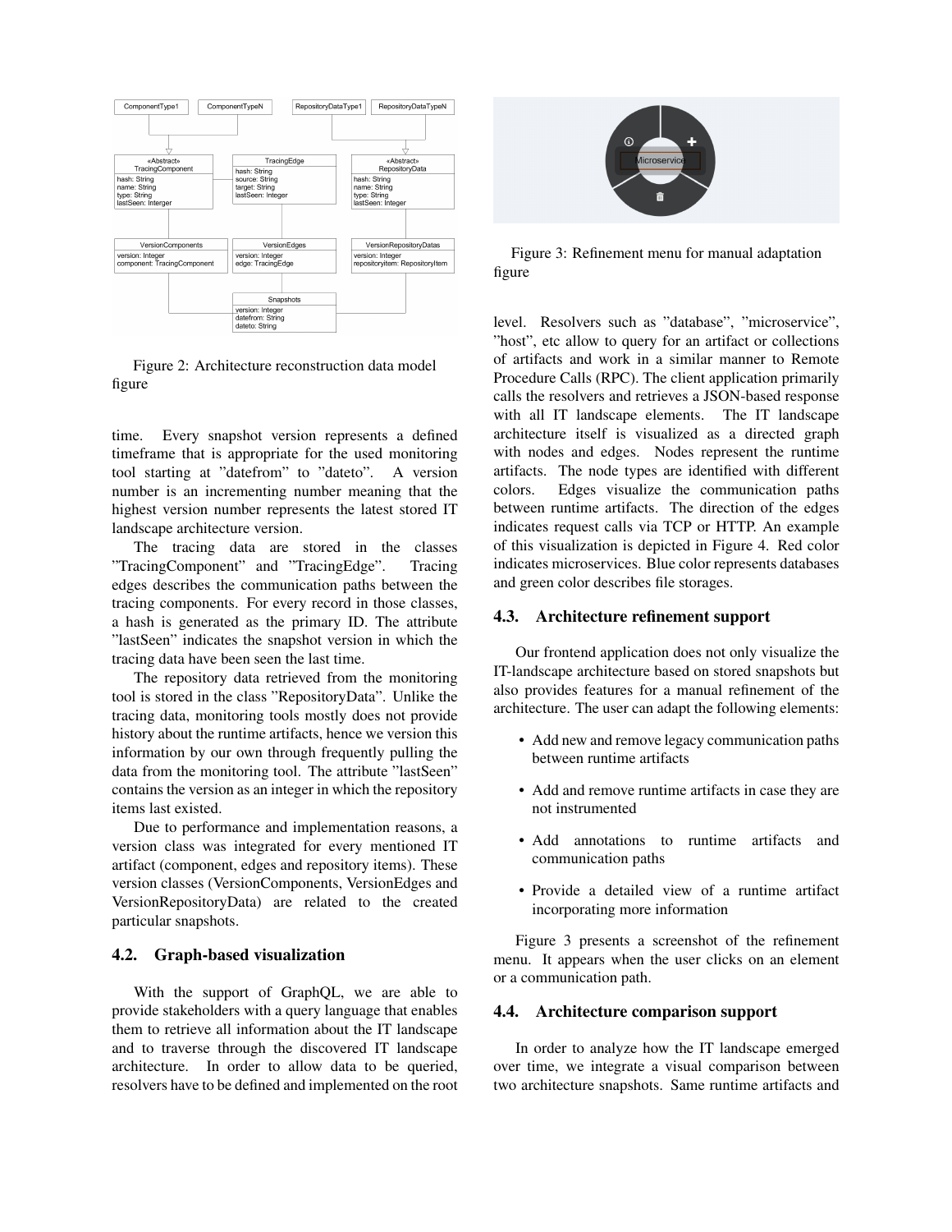Figure 2: Architecture reconstruction data model figure

time. Every snapshot version represents a defined timeframe that is appropriate for the used monitoring tool starting at "datefrom" to "dateto". A version number is an incrementing number meaning that the highest version number represents the latest stored IT landscape architecture version.

The tracing data are stored in the classes "TracingComponent" and "TracingEdge". Tracing edges describes the communication paths between the tracing components. For every record in those classes, a hash is generated as the primary ID. The attribute "lastSeen" indicates the snapshot version in which the tracing data have been seen the last time.

The repository data retrieved from the monitoring tool is stored in the class "RepositoryData". Unlike the tracing data, monitoring tools mostly does not provide history about the runtime artifacts, hence we version this information by our own through frequently pulling the data from the monitoring tool. The attribute "lastSeen" contains the version as an integer in which the repository items last existed.

Due to performance and implementation reasons, a version class was integrated for every mentioned IT artifact (component, edges and repository items). These version classes (VersionComponents, VersionEdges and VersionRepositoryData) are related to the created particular snapshots.

### 4.2. Graph-based visualization

With the support of GraphQL, we are able to provide stakeholders with a query language that enables them to retrieve all information about the IT landscape and to traverse through the discovered IT landscape architecture. In order to allow data to be queried, resolvers have to be defined and implemented on the root level. Resolvers such as "database", "microservice", "host", etc allow to query for an artifact or collections of artifacts and work in a similar manner to Remote Procedure Calls (RPC). The client application primarily calls the resolvers and retrieves a JSON-based response with all IT landscape elements. The IT landscape architecture itself is visualized as a directed graph with nodes and edges. Nodes represent the runtime artifacts. The node types are identified with different colors. Edges visualize the communication paths between runtime artifacts. The direction of the edges indicates request calls via TCP or HTTP. An example of this visualization is depicted in Figure 4. Red color indicates microservices. Blue color represents databases and green color describes file storages.

Figure 3: Refinement menu for manual adaptation figure

### 4.3. Architecture refinement support

Our frontend application does not only visualize the IT-landscape architecture based on stored snapshots but also provides features for a manual refinement of the architecture. The user can adapt the following elements:

- Add new and remove legacy communication paths between runtime artifacts
- Add and remove runtime artifacts in case they are not instrumented
- Add annotations to runtime artifacts and communication paths
- Provide a detailed view of a runtime artifact incorporating more information

Figure 3 presents a screenshot of the refinement menu. It appears when the user clicks on an element or a communication path.

### 4.4. Architecture comparison support

In order to analyze how the IT landscape emerged over time, we integrate a visual comparison between two architecture snapshots. Same runtime artifacts and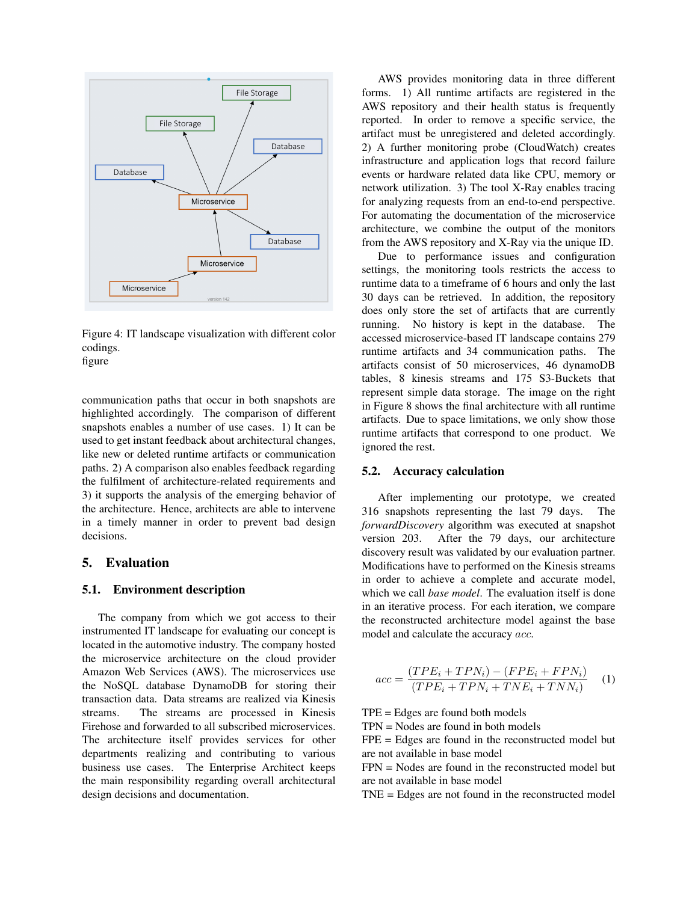Figure 4: IT landscape visualization with different color codings.
figure

communication paths that occur in both snapshots are highlighted accordingly. The comparison of different snapshots enables a number of use cases. 1) It can be used to get instant feedback about architectural changes, like new or deleted runtime artifacts or communication paths. 2) A comparison also enables feedback regarding the fulfilment of architecture-related requirements and 3) it supports the analysis of the emerging behavior of the architecture. Hence, architects are able to intervene in a timely manner in order to prevent bad design decisions.

## 5. Evaluation

### 5.1. Environment description

The company from which we got access to their instrumented IT landscape for evaluating our concept is located in the automotive industry. The company hosted the microservice architecture on the cloud provider Amazon Web Services (AWS). The microservices use the NoSQL database DynamoDB for storing their transaction data. Data streams are realized via Kinesis streams. The streams are processed in Kinesis Firehose and forwarded to all subscribed microservices. The architecture itself provides services for other departments realizing and contributing to various business use cases. The Enterprise Architect keeps the main responsibility regarding overall architectural design decisions and documentation.

AWS provides monitoring data in three different forms. 1) All runtime artifacts are registered in the AWS repository and their health status is frequently reported. In order to remove a specific service, the artifact must be unregistered and deleted accordingly. 2) A further monitoring probe (CloudWatch) creates infrastructure and application logs that record failure events or hardware related data like CPU, memory or network utilization. 3) The tool X-Ray enables tracing for analyzing requests from an end-to-end perspective. For automating the documentation of the microservice architecture, we combine the output of the monitors from the AWS repository and X-Ray via the unique ID.

Due to performance issues and configuration settings, the monitoring tools restricts the access to runtime data to a timeframe of 6 hours and only the last 30 days can be retrieved. In addition, the repository does only store the set of artifacts that are currently running. No history is kept in the database. The accessed microservice-based IT landscape contains 279 runtime artifacts and 34 communication paths. The artifacts consist of 50 microservices, 46 dynamoDB tables, 8 kinesis streams and 175 S3-Buckets that represent simple data storage. The image on the right in Figure 8 shows the final architecture with all runtime artifacts. Due to space limitations, we only show those runtime artifacts that correspond to one product. We ignored the rest.

### 5.2. Accuracy calculation

After implementing our prototype, we created 316 snapshots representing the last 79 days. The *forwardDiscovery* algorithm was executed at snapshot version 203. After the 79 days, our architecture discovery result was validated by our evaluation partner. Modifications have to performed on the Kinesis streams in order to achieve a complete and accurate model, which we call *base model*. The evaluation itself is done in an iterative process. For each iteration, we compare the reconstructed architecture model against the base model and calculate the accuracy $acc$.

$$acc = \frac{(TPE_i + TPN_i) - (FPE_i + FPN_i)}{(TPE_i + TPN_i + TNE_i + TNN_i)} \quad (1)$$

TPE = Edges are found both models
TPN = Nodes are found in both models
FPE = Edges are found in the reconstructed model but are not available in base model
FPN = Nodes are found in the reconstructed model but are not available in base model
TNE = Edges are not found in the reconstructed model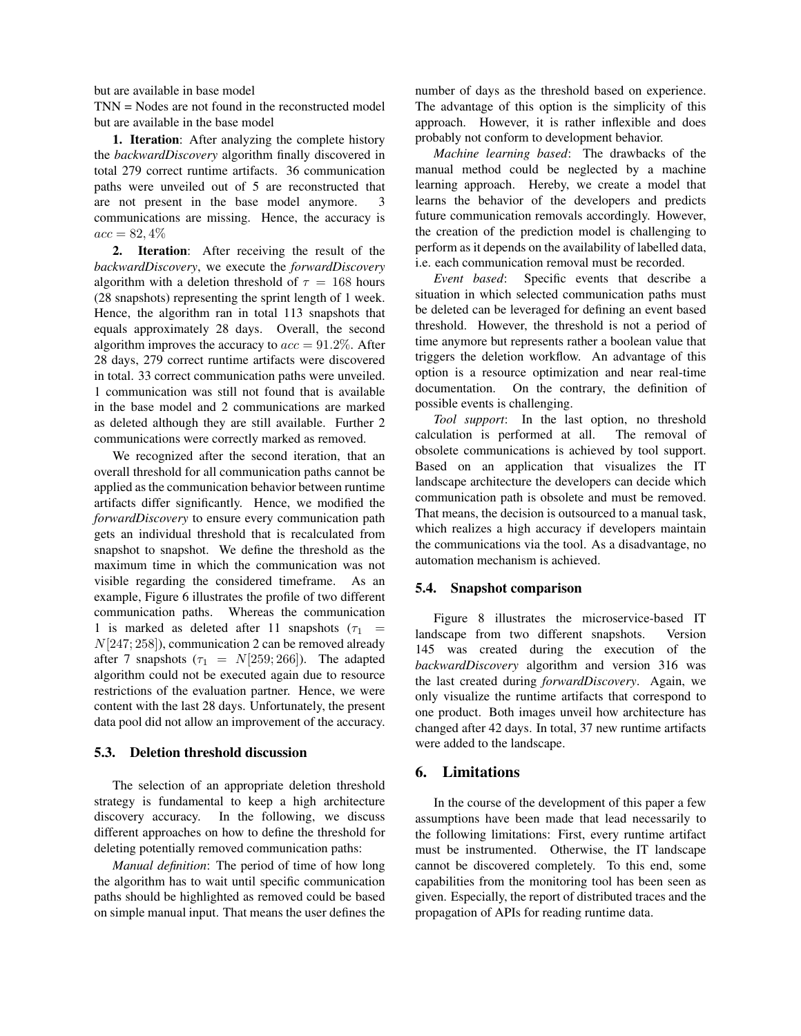but are available in base model

TNN = Nodes are not found in the reconstructed model but are available in the base model

**1. Iteration**: After analyzing the complete history the *backwardDiscovery* algorithm finally discovered in total 279 correct runtime artifacts. 36 communication paths were unveiled out of 5 are reconstructed that are not present in the base model anymore. 3 communications are missing. Hence, the accuracy is $acc = 82,4\%$

**2. Iteration**: After receiving the result of the *backwardDiscovery*, we execute the *forwardDiscovery* algorithm with a deletion threshold of $\tau = 168$ hours (28 snapshots) representing the sprint length of 1 week. Hence, the algorithm ran in total 113 snapshots that equals approximately 28 days. Overall, the second algorithm improves the accuracy to $acc = 91.2\%$. After 28 days, 279 correct runtime artifacts were discovered in total. 33 correct communication paths were unveiled. 1 communication was still not found that is available in the base model and 2 communications are marked as deleted although they are still available. Further 2 communications were correctly marked as removed.

We recognized after the second iteration, that an overall threshold for all communication paths cannot be applied as the communication behavior between runtime artifacts differ significantly. Hence, we modified the *forwardDiscovery* to ensure every communication path gets an individual threshold that is recalculated from snapshot to snapshot. We define the threshold as the maximum time in which the communication was not visible regarding the considered timeframe. As an example, Figure 6 illustrates the profile of two different communication paths. Whereas the communication 1 is marked as deleted after 11 snapshots ($\tau_1 = N[247; 258]$), communication 2 can be removed already after 7 snapshots ($\tau_1 = N[259; 266]$). The adapted algorithm could not be executed again due to resource restrictions of the evaluation partner. Hence, we were content with the last 28 days. Unfortunately, the present data pool did not allow an improvement of the accuracy.

### 5.3. Deletion threshold discussion

The selection of an appropriate deletion threshold strategy is fundamental to keep a high architecture discovery accuracy. In the following, we discuss different approaches on how to define the threshold for deleting potentially removed communication paths:

*Manual definition*: The period of time of how long the algorithm has to wait until specific communication paths should be highlighted as removed could be based on simple manual input. That means the user defines the number of days as the threshold based on experience. The advantage of this option is the simplicity of this approach. However, it is rather inflexible and does probably not conform to development behavior.

*Machine learning based*: The drawbacks of the manual method could be neglected by a machine learning approach. Hereby, we create a model that learns the behavior of the developers and predicts future communication removals accordingly. However, the creation of the prediction model is challenging to perform as it depends on the availability of labelled data, i.e. each communication removal must be recorded.

*Event based*: Specific events that describe a situation in which selected communication paths must be deleted can be leveraged for defining an event based threshold. However, the threshold is not a period of time anymore but represents rather a boolean value that triggers the deletion workflow. An advantage of this option is a resource optimization and near real-time documentation. On the contrary, the definition of possible events is challenging.

*Tool support*: In the last option, no threshold calculation is performed at all. The removal of obsolete communications is achieved by tool support. Based on an application that visualizes the IT landscape architecture the developers can decide which communication path is obsolete and must be removed. That means, the decision is outsourced to a manual task, which realizes a high accuracy if developers maintain the communications via the tool. As a disadvantage, no automation mechanism is achieved.

### 5.4. Snapshot comparison

Figure 8 illustrates the microservice-based IT landscape from two different snapshots. Version 145 was created during the execution of the *backwardDiscovery* algorithm and version 316 was the last created during *forwardDiscovery*. Again, we only visualize the runtime artifacts that correspond to one product. Both images unveil how architecture has changed after 42 days. In total, 37 new runtime artifacts were added to the landscape.

## 6. Limitations

In the course of the development of this paper a few assumptions have been made that lead necessarily to the following limitations: First, every runtime artifact must be instrumented. Otherwise, the IT landscape cannot be discovered completely. To this end, some capabilities from the monitoring tool has been seen as given. Especially, the report of distributed traces and the propagation of APIs for reading runtime data.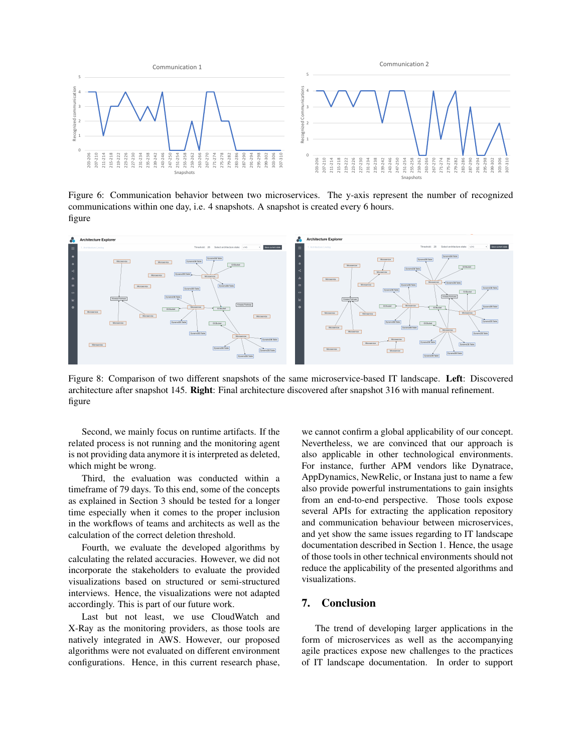Figure 6: Communication behavior between two microservices. The y-axis represent the number of recognized communications within one day, i.e. 4 snapshots. A snapshot is created every 6 hours.
figure

Figure 8: Comparison of two different snapshots of the same microservice-based IT landscape. **Left**: Discovered architecture after snapshot 145. **Right**: Final architecture discovered after snapshot 316 with manual refinement.
figure

Second, we mainly focus on runtime artifacts. If the related process is not running and the monitoring agent is not providing data anymore it is interpreted as deleted, which might be wrong.

Third, the evaluation was conducted within a timeframe of 79 days. To this end, some of the concepts as explained in Section 3 should be tested for a longer time especially when it comes to the proper inclusion in the workflows of teams and architects as well as the calculation of the correct deletion threshold.

Fourth, we evaluate the developed algorithms by calculating the related accuracies. However, we did not incorporate the stakeholders to evaluate the provided visualizations based on structured or semi-structured interviews. Hence, the visualizations were not adapted accordingly. This is part of our future work.

Last but not least, we use CloudWatch and X-Ray as the monitoring providers, as those tools are natively integrated in AWS. However, our proposed algorithms were not evaluated on different environment configurations. Hence, in this current research phase, we cannot confirm a global applicability of our concept. Nevertheless, we are convinced that our approach is also applicable in other technological environments. For instance, further APM vendors like Dynatrace, AppDynamics, NewRelic, or Instana just to name a few also provide powerful instrumentations to gain insights from an end-to-end perspective. Those tools expose several APIs for extracting the application repository and communication behaviour between microservices, and yet show the same issues regarding to IT landscape documentation described in Section 1. Hence, the usage of those tools in other technical environments should not reduce the applicability of the presented algorithms and visualizations.

## 7. Conclusion

The trend of developing larger applications in the form of microservices as well as the accompanying agile practices expose new challenges to the practices of IT landscape documentation. In order to support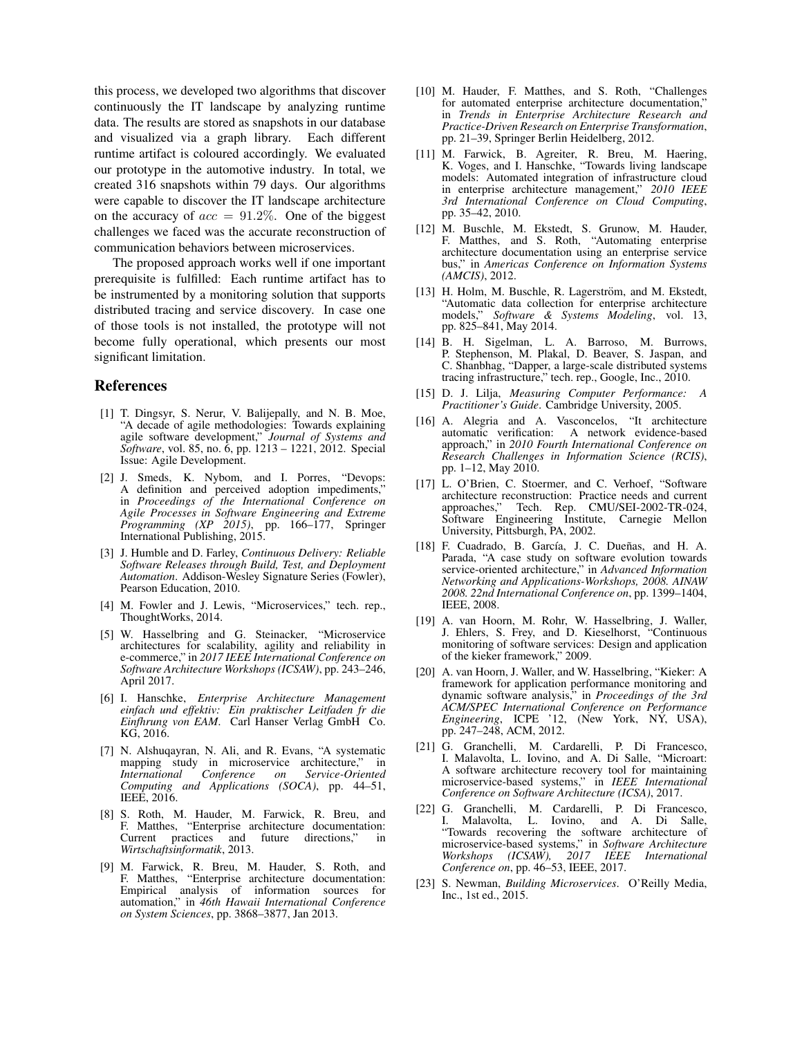this process, we developed two algorithms that discover continuously the IT landscape by analyzing runtime data. The results are stored as snapshots in our database and visualized via a graph library. Each different runtime artifact is coloured accordingly. We evaluated our prototype in the automotive industry. In total, we created 316 snapshots within 79 days. Our algorithms were capable to discover the IT landscape architecture on the accuracy of $acc = 91.2\%$. One of the biggest challenges we faced was the accurate reconstruction of communication behaviors between microservices.

The proposed approach works well if one important prerequisite is fulfilled: Each runtime artifact has to be instrumented by a monitoring solution that supports distributed tracing and service discovery. In case one of those tools is not installed, the prototype will not become fully operational, which presents our most significant limitation.

## References

[1] T. Dingsyr, S. Nerur, V. Balijepally, and N. B. Moe, "A decade of agile methodologies: Towards explaining agile software development," *Journal of Systems and Software*, vol. 85, no. 6, pp. 1213 – 1221, 2012. Special Issue: Agile Development.

[2] J. Smeds, K. Nybom, and I. Porres, "Devops: A definition and perceived adoption impediments," in *Proceedings of the International Conference on Agile Processes in Software Engineering and Extreme Programming (XP 2015)*, pp. 166–177, Springer International Publishing, 2015.

[3] J. Humble and D. Farley, *Continuous Delivery: Reliable Software Releases through Build, Test, and Deployment Automation*. Addison-Wesley Signature Series (Fowler), Pearson Education, 2010.

[4] M. Fowler and J. Lewis, "Microservices," tech. rep., ThoughtWorks, 2014.

[5] W. Hasselbring and G. Steinacker, "Microservice architectures for scalability, agility and reliability in e-commerce," in *2017 IEEE International Conference on Software Architecture Workshops (ICSAW)*, pp. 243–246, April 2017.

[6] I. Hanschke, *Enterprise Architecture Management einfach und effektiv: Ein praktischer Leitfaden fr die Einfhrung von EAM*. Carl Hanser Verlag GmbH Co. KG, 2016.

[7] N. Alshuqayran, N. Ali, and R. Evans, "A systematic mapping study in microservice architecture," in *International Conference on Service-Oriented Computing and Applications (SOCA)*, pp. 44–51, IEEE, 2016.

[8] S. Roth, M. Hauder, M. Farwick, R. Breu, and F. Matthes, "Enterprise architecture documentation: Current practices and future directions," in *Wirtschaftsinformatik*, 2013.

[9] M. Farwick, R. Breu, M. Hauder, S. Roth, and F. Matthes, "Enterprise architecture documentation: Empirical analysis of information sources for automation," in *46th Hawaii International Conference on System Sciences*, pp. 3868–3877, Jan 2013.

[10] M. Hauder, F. Matthes, and S. Roth, "Challenges for automated enterprise architecture documentation," in *Trends in Enterprise Architecture Research and Practice-Driven Research on Enterprise Transformation*, pp. 21–39, Springer Berlin Heidelberg, 2012.

[11] M. Farwick, B. Agreiter, R. Breu, M. Haering, K. Voges, and I. Hanschke, "Towards living landscape models: Automated integration of infrastructure cloud in enterprise architecture management," *2010 IEEE 3rd International Conference on Cloud Computing*, pp. 35–42, 2010.

[12] M. Buschle, M. Ekstedt, S. Grunow, M. Hauder, F. Matthes, and S. Roth, "Automating enterprise architecture documentation using an enterprise service bus," in *Americas Conference on Information Systems (AMCIS)*, 2012.

[13] H. Holm, M. Buschle, R. Lagerström, and M. Ekstedt, "Automatic data collection for enterprise architecture models," *Software & Systems Modeling*, vol. 13, pp. 825–841, May 2014.

[14] B. H. Sigelman, L. A. Barroso, M. Burrows, P. Stephenson, M. Plakal, D. Beaver, S. Jaspan, and C. Shanbhag, "Dapper, a large-scale distributed systems tracing infrastructure," tech. rep., Google, Inc., 2010.

[15] D. J. Lilja, *Measuring Computer Performance: A Practitioner's Guide*. Cambridge University, 2005.

[16] A. Alegria and A. Vasconcelos, "It architecture automatic verification: A network evidence-based approach," in *2010 Fourth International Conference on Research Challenges in Information Science (RCIS)*, pp. 1–12, May 2010.

[17] L. O'Brien, C. Stoermer, and C. Verhoef, "Software architecture reconstruction: Practice needs and current approaches," Tech. Rep. CMU/SEI-2002-TR-024, Software Engineering Institute, Carnegie Mellon University, Pittsburgh, PA, 2002.

[18] F. Cuadrado, B. García, J. C. Dueñas, and H. A. Parada, "A case study on software evolution towards service-oriented architecture," in *Advanced Information Networking and Applications-Workshops, 2008. AINAW 2008. 22nd International Conference on*, pp. 1399–1404, IEEE, 2008.

[19] A. van Hoorn, M. Rohr, W. Hasselbring, J. Waller, J. Ehlers, S. Frey, and D. Kieselhorst, "Continuous monitoring of software services: Design and application of the kieker framework," 2009.

[20] A. van Hoorn, J. Waller, and W. Hasselbring, "Kieker: A framework for application performance monitoring and dynamic software analysis," in *Proceedings of the 3rd ACM/SPEC International Conference on Performance Engineering*, ICPE '12, (New York, NY, USA), pp. 247–248, ACM, 2012.

[21] G. Granchelli, M. Cardarelli, P. Di Francesco, I. Malavolta, L. Iovino, and A. Di Salle, "Microart: A software architecture recovery tool for maintaining microservice-based systems," in *IEEE International Conference on Software Architecture (ICSA)*, 2017.

[22] G. Granchelli, M. Cardarelli, P. Di Francesco, I. Malavolta, L. Iovino, and A. Di Salle, "Towards recovering the software architecture of microservice-based systems," in *Software Architecture Workshops (ICSAW), 2017 IEEE International Conference on*, pp. 46–53, IEEE, 2017.

[23] S. Newman, *Building Microservices*. O'Reilly Media, Inc., 1st ed., 2015.